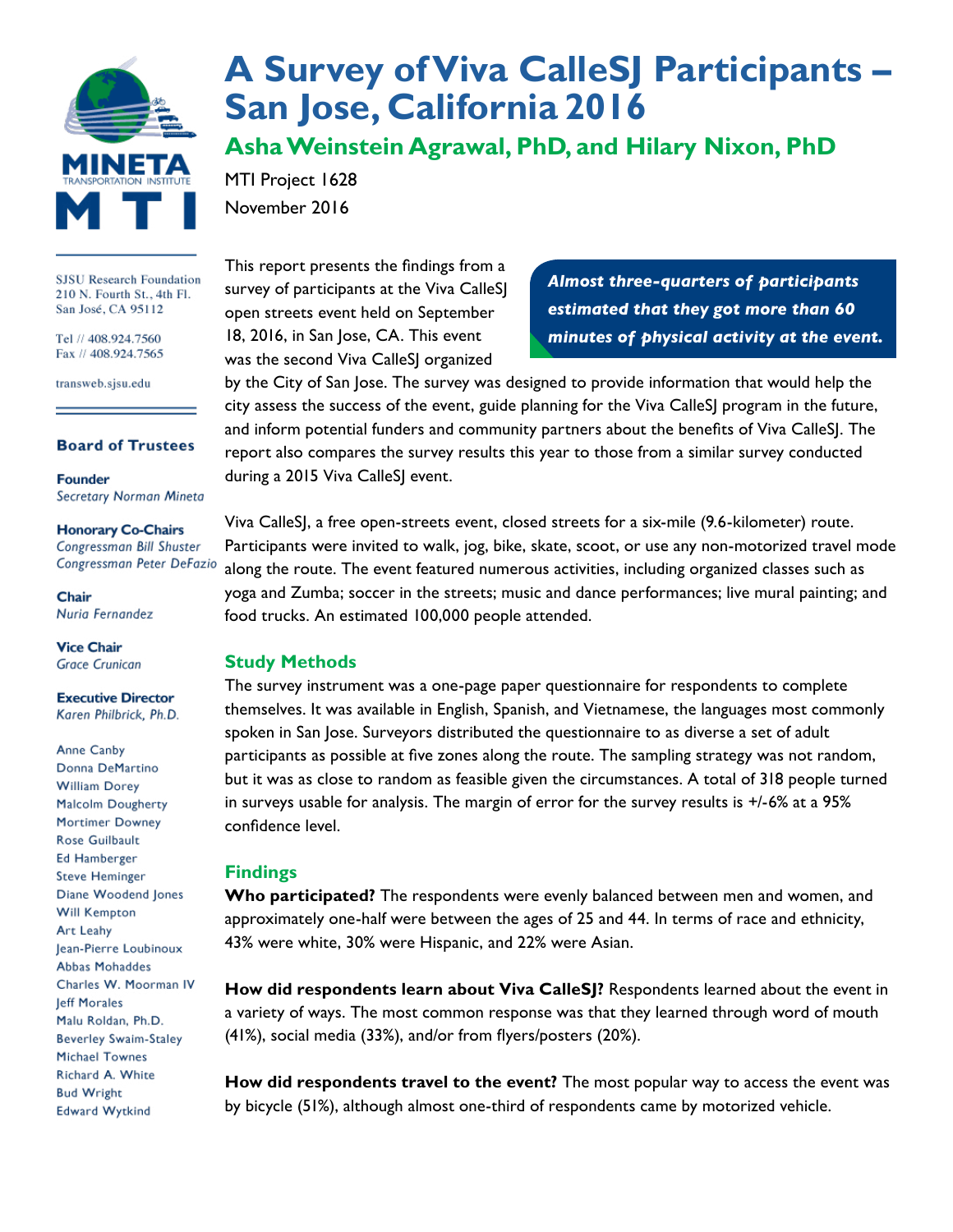# A Survey of Viva CalleSJ Participants – San Jose, California 2016

## Asha Weinstein Agrawal, PhD, and Hilary Nixon, PhD

MTI Project 1628
November 2016

MINETA TRANSPORTATION INSTITUTE
MTI

SJSU Research Foundation
210 N. Fourth St., 4th Fl.
San José, CA 95112

Tel // 408.924.7560
Fax // 408.924.7565

transweb.sjsu.edu

**Board of Trustees**

**Founder**
*Secretary Norman Mineta*

**Honorary Co-Chairs**
*Congressman Bill Shuster*
*Congressman Peter DeFazio*

**Chair**
*Nuria Fernandez*

**Vice Chair**
*Grace Crunican*

**Executive Director**
*Karen Philbrick, Ph.D.*

Anne Canby
Donna DeMartino
William Dorey
Malcolm Dougherty
Mortimer Downey
Rose Guilbault
Ed Hamberger
Steve Heminger
Diane Woodend Jones
Will Kempton
Art Leahy
Jean-Pierre Loubinoux
Abbas Mohaddes
Charles W. Moorman IV
Jeff Morales
Malu Roldan, Ph.D.
Beverley Swaim-Staley
Michael Townes
Richard A. White
Bud Wright
Edward Wytkind

This report presents the findings from a survey of participants at the Viva CalleSJ open streets event held on September 18, 2016, in San Jose, CA. This event was the second Viva CalleSJ organized by the City of San Jose. The survey was designed to provide information that would help the city assess the success of the event, guide planning for the Viva CalleSJ program in the future, and inform potential funders and community partners about the benefits of Viva CalleSJ. The report also compares the survey results this year to those from a similar survey conducted during a 2015 Viva CalleSJ event.

> ***Almost three-quarters of participants estimated that they got more than 60 minutes of physical activity at the event.***

Viva CalleSJ, a free open-streets event, closed streets for a six-mile (9.6-kilometer) route. Participants were invited to walk, jog, bike, skate, scoot, or use any non-motorized travel mode along the route. The event featured numerous activities, including organized classes such as yoga and Zumba; soccer in the streets; music and dance performances; live mural painting; and food trucks. An estimated 100,000 people attended.

### Study Methods

The survey instrument was a one-page paper questionnaire for respondents to complete themselves. It was available in English, Spanish, and Vietnamese, the languages most commonly spoken in San Jose. Surveyors distributed the questionnaire to as diverse a set of adult participants as possible at five zones along the route. The sampling strategy was not random, but it was as close to random as feasible given the circumstances. A total of 318 people turned in surveys usable for analysis. The margin of error for the survey results is +/-6% at a 95% confidence level.

### Findings

**Who participated?** The respondents were evenly balanced between men and women, and approximately one-half were between the ages of 25 and 44. In terms of race and ethnicity, 43% were white, 30% were Hispanic, and 22% were Asian.

**How did respondents learn about Viva CalleSJ?** Respondents learned about the event in a variety of ways. The most common response was that they learned through word of mouth (41%), social media (33%), and/or from flyers/posters (20%).

**How did respondents travel to the event?** The most popular way to access the event was by bicycle (51%), although almost one-third of respondents came by motorized vehicle.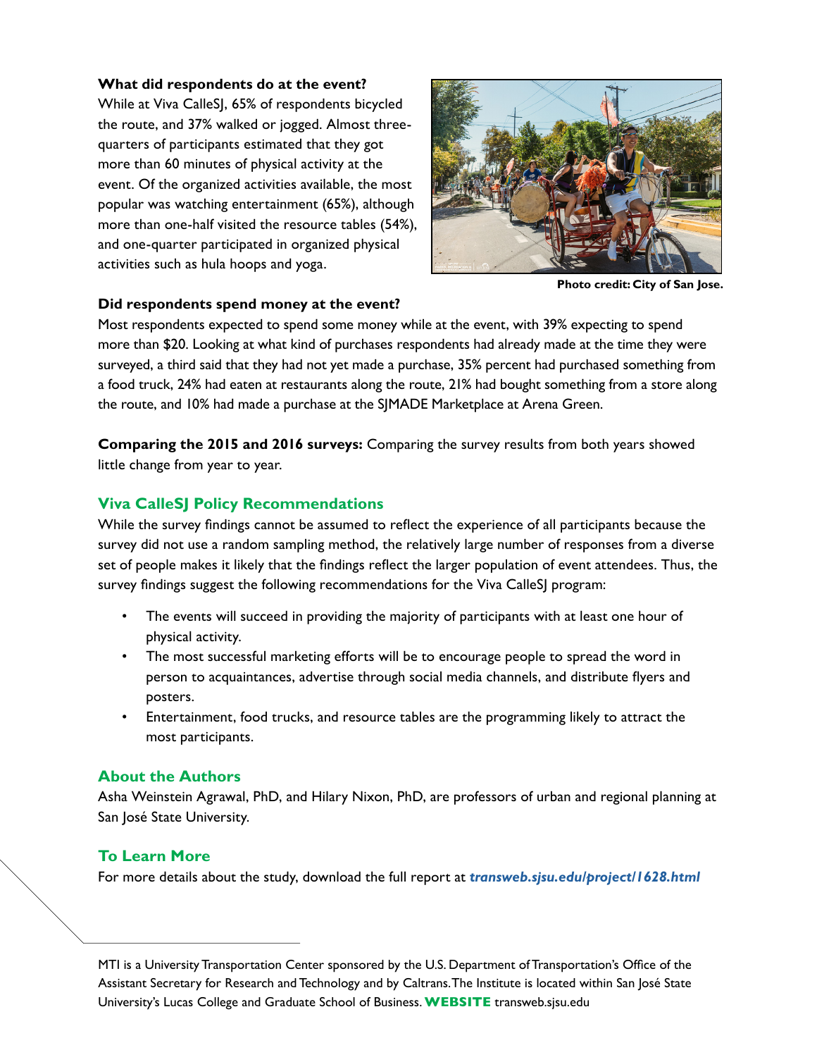**What did respondents do at the event?**

While at Viva CalleSJ, 65% of respondents bicycled the route, and 37% walked or jogged. Almost three-quarters of participants estimated that they got more than 60 minutes of physical activity at the event. Of the organized activities available, the most popular was watching entertainment (65%), although more than one-half visited the resource tables (54%), and one-quarter participated in organized physical activities such as hula hoops and yoga.

**Photo credit: City of San Jose.**

**Did respondents spend money at the event?**

Most respondents expected to spend some money while at the event, with 39% expecting to spend more than $20. Looking at what kind of purchases respondents had already made at the time they were surveyed, a third said that they had not yet made a purchase, 35% percent had purchased something from a food truck, 24% had eaten at restaurants along the route, 21% had bought something from a store along the route, and 10% had made a purchase at the SJMADE Marketplace at Arena Green.

**Comparing the 2015 and 2016 surveys:** Comparing the survey results from both years showed little change from year to year.

## Viva CalleSJ Policy Recommendations

While the survey findings cannot be assumed to reflect the experience of all participants because the survey did not use a random sampling method, the relatively large number of responses from a diverse set of people makes it likely that the findings reflect the larger population of event attendees. Thus, the survey findings suggest the following recommendations for the Viva CalleSJ program:

- The events will succeed in providing the majority of participants with at least one hour of physical activity.
- The most successful marketing efforts will be to encourage people to spread the word in person to acquaintances, advertise through social media channels, and distribute flyers and posters.
- Entertainment, food trucks, and resource tables are the programming likely to attract the most participants.

## About the Authors

Asha Weinstein Agrawal, PhD, and Hilary Nixon, PhD, are professors of urban and regional planning at San José State University.

## To Learn More

For more details about the study, download the full report at ***transweb.sjsu.edu/project/1628.html***

MTI is a University Transportation Center sponsored by the U.S. Department of Transportation's Office of the Assistant Secretary for Research and Technology and by Caltrans. The Institute is located within San José State University's Lucas College and Graduate School of Business. **WEBSITE** transweb.sjsu.edu